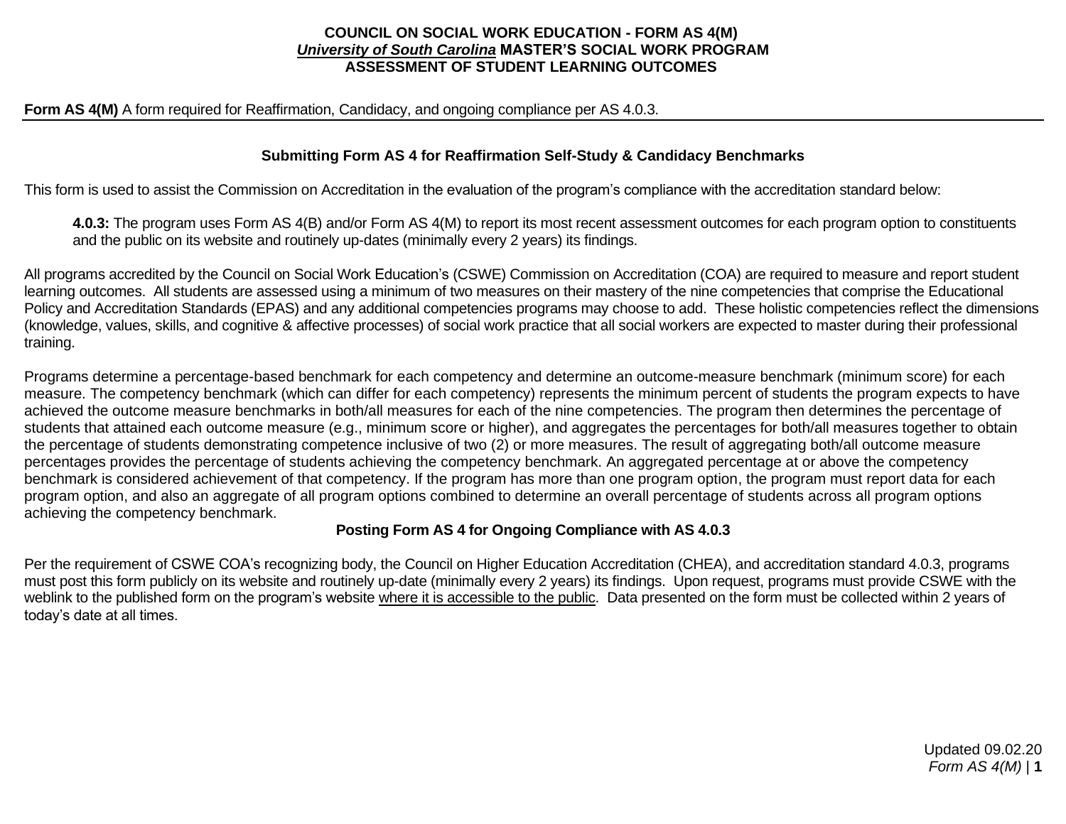**COUNCIL ON SOCIAL WORK EDUCATION - FORM AS 4(M)**
***University of South Carolina*** **MASTER'S SOCIAL WORK PROGRAM**
**ASSESSMENT OF STUDENT LEARNING OUTCOMES**

**Form AS 4(M)** A form required for Reaffirmation, Candidacy, and ongoing compliance per AS 4.0.3.

### Submitting Form AS 4 for Reaffirmation Self-Study & Candidacy Benchmarks

This form is used to assist the Commission on Accreditation in the evaluation of the program's compliance with the accreditation standard below:

> **4.0.3:** The program uses Form AS 4(B) and/or Form AS 4(M) to report its most recent assessment outcomes for each program option to constituents and the public on its website and routinely up-dates (minimally every 2 years) its findings.

All programs accredited by the Council on Social Work Education's (CSWE) Commission on Accreditation (COA) are required to measure and report student learning outcomes. All students are assessed using a minimum of two measures on their mastery of the nine competencies that comprise the Educational Policy and Accreditation Standards (EPAS) and any additional competencies programs may choose to add. These holistic competencies reflect the dimensions (knowledge, values, skills, and cognitive & affective processes) of social work practice that all social workers are expected to master during their professional training.

Programs determine a percentage-based benchmark for each competency and determine an outcome-measure benchmark (minimum score) for each measure. The competency benchmark (which can differ for each competency) represents the minimum percent of students the program expects to have achieved the outcome measure benchmarks in both/all measures for each of the nine competencies. The program then determines the percentage of students that attained each outcome measure (e.g., minimum score or higher), and aggregates the percentages for both/all measures together to obtain the percentage of students demonstrating competence inclusive of two (2) or more measures. The result of aggregating both/all outcome measure percentages provides the percentage of students achieving the competency benchmark. An aggregated percentage at or above the competency benchmark is considered achievement of that competency. If the program has more than one program option, the program must report data for each program option, and also an aggregate of all program options combined to determine an overall percentage of students across all program options achieving the competency benchmark.

### Posting Form AS 4 for Ongoing Compliance with AS 4.0.3

Per the requirement of CSWE COA's recognizing body, the Council on Higher Education Accreditation (CHEA), and accreditation standard 4.0.3, programs must post this form publicly on its website and routinely up-date (minimally every 2 years) its findings. Upon request, programs must provide CSWE with the weblink to the published form on the program's website where it is accessible to the public. Data presented on the form must be collected within 2 years of today's date at all times.

Updated 09.02.20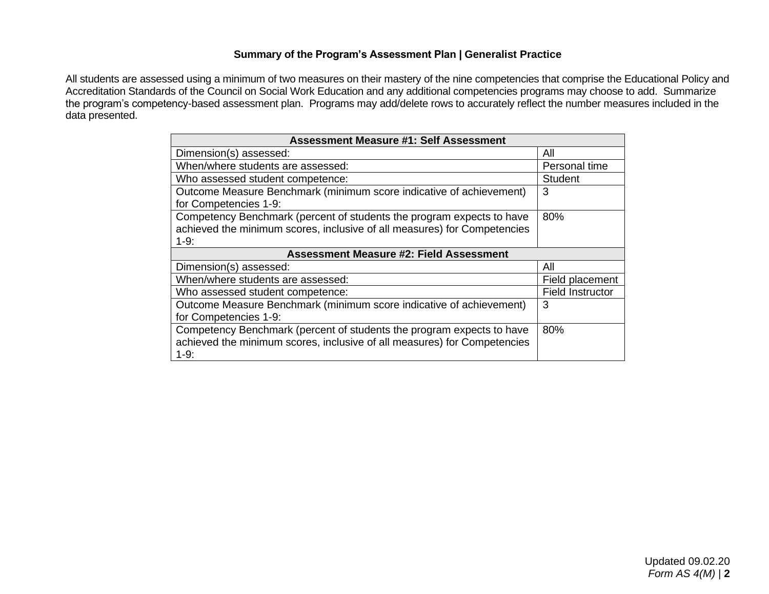### Summary of the Program's Assessment Plan | Generalist Practice

All students are assessed using a minimum of two measures on their mastery of the nine competencies that comprise the Educational Policy and Accreditation Standards of the Council on Social Work Education and any additional competencies programs may choose to add. Summarize the program's competency-based assessment plan. Programs may add/delete rows to accurately reflect the number measures included in the data presented.

| **Assessment Measure #1: Self Assessment** | |
|---|---|
| Dimension(s) assessed: | All |
| When/where students are assessed: | Personal time |
| Who assessed student competence: | Student |
| Outcome Measure Benchmark (minimum score indicative of achievement) for Competencies 1-9: | 3 |
| Competency Benchmark (percent of students the program expects to have achieved the minimum scores, inclusive of all measures) for Competencies 1-9: | 80% |
| **Assessment Measure #2: Field Assessment** | |
| Dimension(s) assessed: | All |
| When/where students are assessed: | Field placement |
| Who assessed student competence: | Field Instructor |
| Outcome Measure Benchmark (minimum score indicative of achievement) for Competencies 1-9: | 3 |
| Competency Benchmark (percent of students the program expects to have achieved the minimum scores, inclusive of all measures) for Competencies 1-9: | 80% |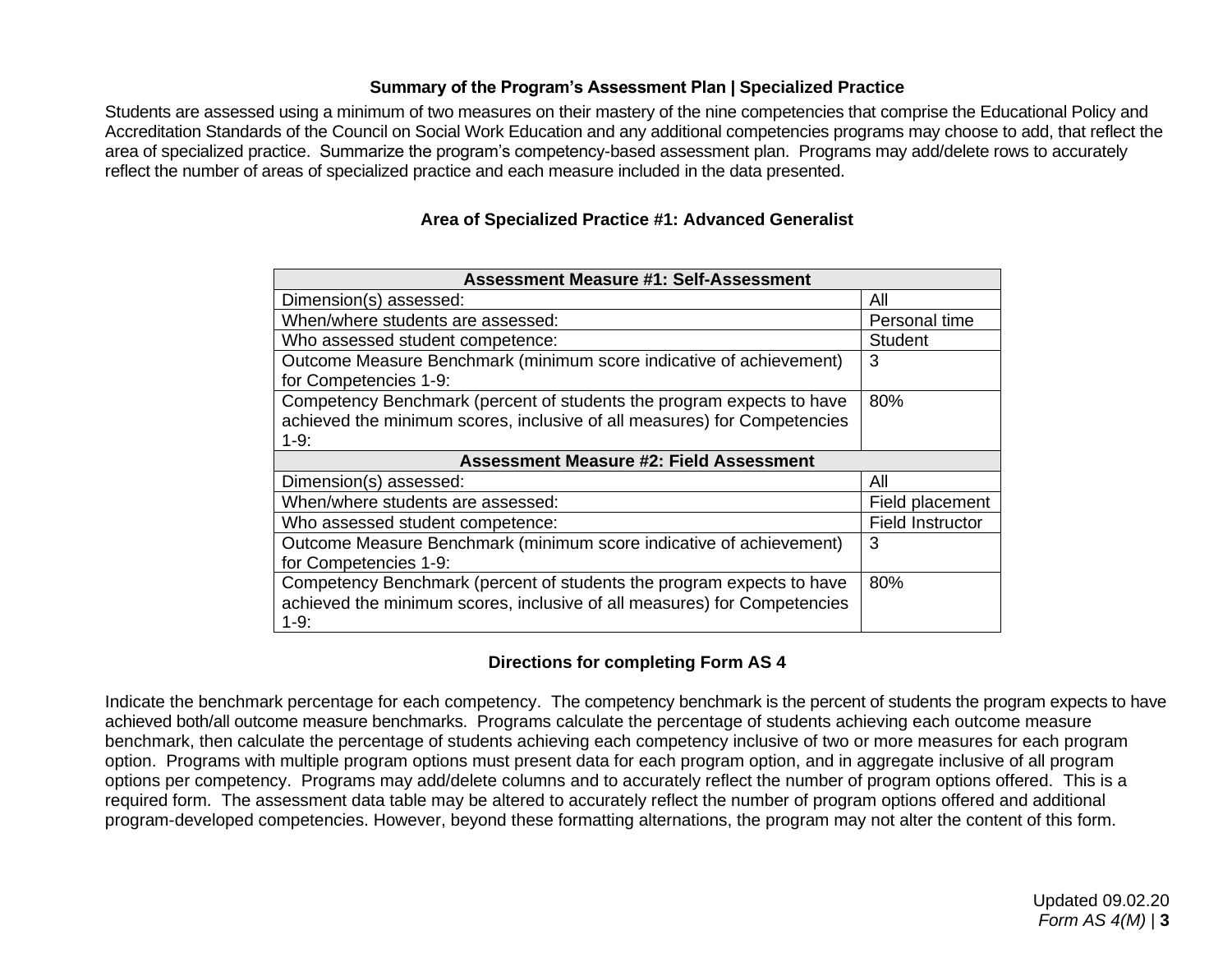### Summary of the Program's Assessment Plan | Specialized Practice

Students are assessed using a minimum of two measures on their mastery of the nine competencies that comprise the Educational Policy and Accreditation Standards of the Council on Social Work Education and any additional competencies programs may choose to add, that reflect the area of specialized practice. Summarize the program's competency-based assessment plan. Programs may add/delete rows to accurately reflect the number of areas of specialized practice and each measure included in the data presented.

### Area of Specialized Practice #1: Advanced Generalist

| **Assessment Measure #1: Self-Assessment** | |
|---|---|
| Dimension(s) assessed: | All |
| When/where students are assessed: | Personal time |
| Who assessed student competence: | Student |
| Outcome Measure Benchmark (minimum score indicative of achievement) for Competencies 1-9: | 3 |
| Competency Benchmark (percent of students the program expects to have achieved the minimum scores, inclusive of all measures) for Competencies 1-9: | 80% |
| **Assessment Measure #2: Field Assessment** | |
| Dimension(s) assessed: | All |
| When/where students are assessed: | Field placement |
| Who assessed student competence: | Field Instructor |
| Outcome Measure Benchmark (minimum score indicative of achievement) for Competencies 1-9: | 3 |
| Competency Benchmark (percent of students the program expects to have achieved the minimum scores, inclusive of all measures) for Competencies 1-9: | 80% |

### Directions for completing Form AS 4

Indicate the benchmark percentage for each competency. The competency benchmark is the percent of students the program expects to have achieved both/all outcome measure benchmarks. Programs calculate the percentage of students achieving each outcome measure benchmark, then calculate the percentage of students achieving each competency inclusive of two or more measures for each program option. Programs with multiple program options must present data for each program option, and in aggregate inclusive of all program options per competency. Programs may add/delete columns and to accurately reflect the number of program options offered. This is a required form. The assessment data table may be altered to accurately reflect the number of program options offered and additional program-developed competencies. However, beyond these formatting alternations, the program may not alter the content of this form.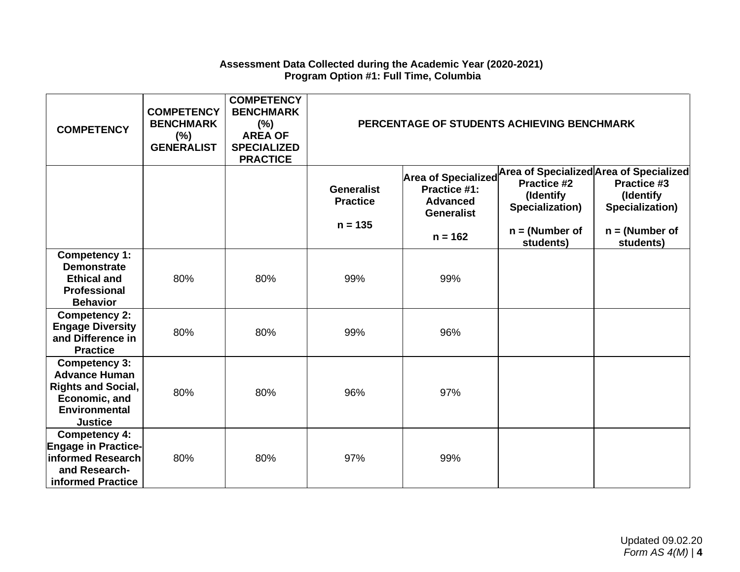**Assessment Data Collected during the Academic Year (2020-2021)**
**Program Option #1: Full Time, Columbia**

| COMPETENCY | COMPETENCY BENCHMARK (%) GENERALIST | COMPETENCY BENCHMARK (%) AREA OF SPECIALIZED PRACTICE | PERCENTAGE OF STUDENTS ACHIEVING BENCHMARK | | | |
|---|---|---|---|---|---|---|
| | | | Generalist Practice<br><br>n = 135 | Area of Specialized Practice #1: Advanced Generalist<br><br>n = 162 | Area of Specialized Practice #2 (Identify Specialization)<br><br>n = (Number of students) | Area of Specialized Practice #3 (Identify Specialization)<br><br>n = (Number of students) |
| **Competency 1: Demonstrate Ethical and Professional Behavior** | 80% | 80% | 99% | 99% | | |
| **Competency 2: Engage Diversity and Difference in Practice** | 80% | 80% | 99% | 96% | | |
| **Competency 3: Advance Human Rights and Social, Economic, and Environmental Justice** | 80% | 80% | 96% | 97% | | |
| **Competency 4: Engage in Practice-informed Research and Research-informed Practice** | 80% | 80% | 97% | 99% | | |

Updated 09.02.20
*Form AS 4(M)*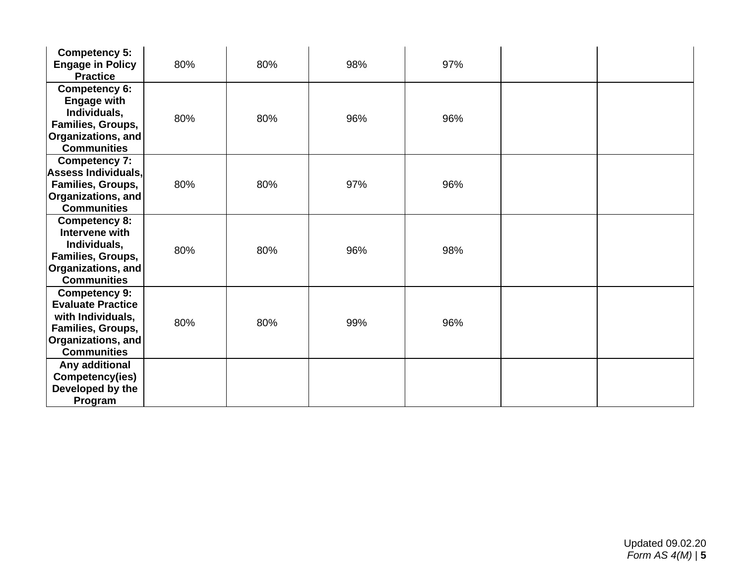| | | | | | | |
|---|---|---|---|---|---|---|
| **Competency 5: Engage in Policy Practice** | 80% | 80% | 98% | 97% | | |
| **Competency 6: Engage with Individuals, Families, Groups, Organizations, and Communities** | 80% | 80% | 96% | 96% | | |
| **Competency 7: Assess Individuals, Families, Groups, Organizations, and Communities** | 80% | 80% | 97% | 96% | | |
| **Competency 8: Intervene with Individuals, Families, Groups, Organizations, and Communities** | 80% | 80% | 96% | 98% | | |
| **Competency 9: Evaluate Practice with Individuals, Families, Groups, Organizations, and Communities** | 80% | 80% | 99% | 96% | | |
| **Any additional Competency(ies) Developed by the Program** | | | | | | |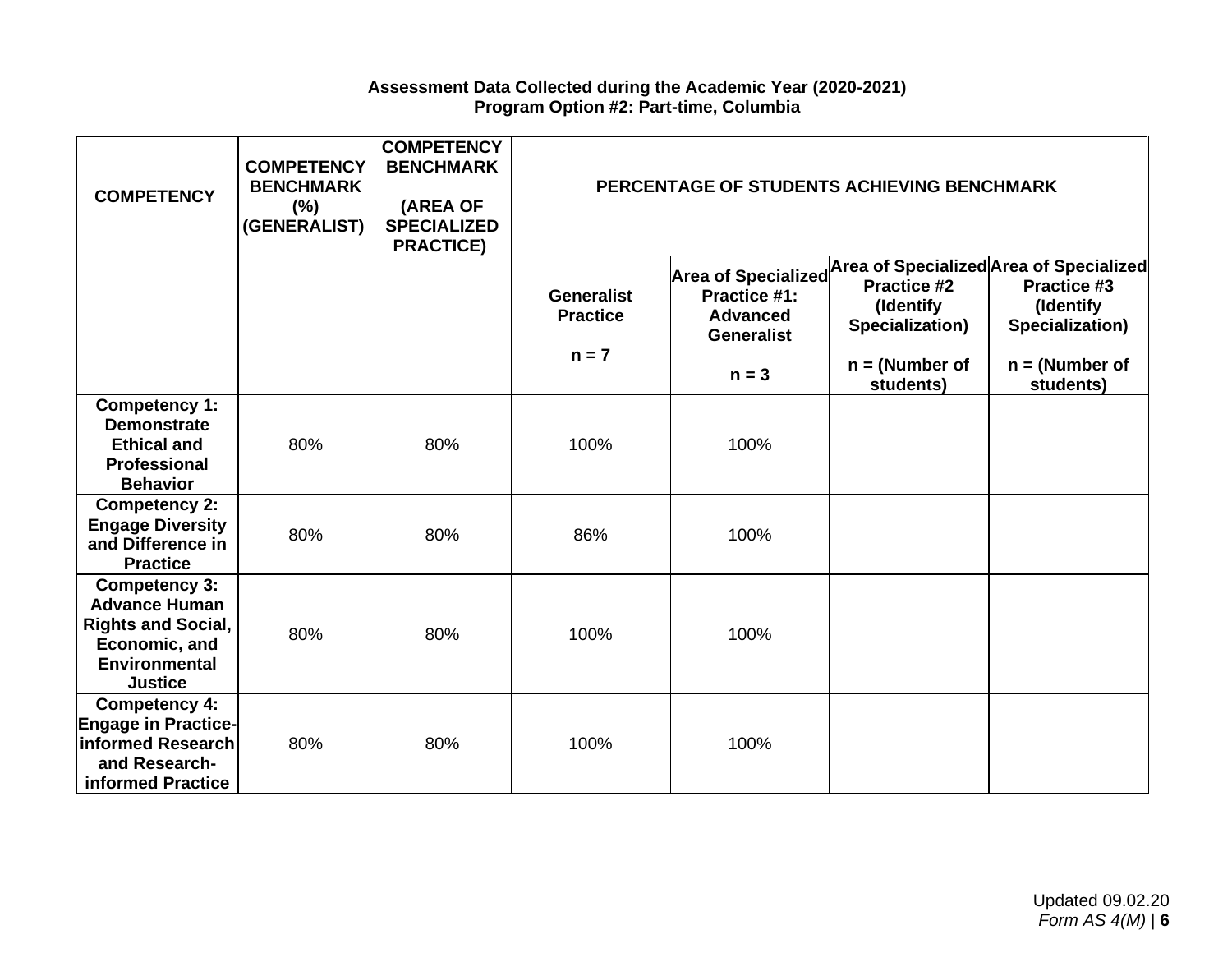**Assessment Data Collected during the Academic Year (2020-2021)**
**Program Option #2: Part-time, Columbia**

| COMPETENCY | COMPETENCY BENCHMARK (%) (GENERALIST) | COMPETENCY BENCHMARK (AREA OF SPECIALIZED PRACTICE) | PERCENTAGE OF STUDENTS ACHIEVING BENCHMARK | | | |
|---|---|---|---|---|---|---|
| | | | Generalist Practice n = 7 | Area of Specialized Practice #1: Advanced Generalist n = 3 | Area of Specialized Practice #2 (Identify Specialization) n = (Number of students) | Area of Specialized Practice #3 (Identify Specialization) n = (Number of students) |
| **Competency 1: Demonstrate Ethical and Professional Behavior** | 80% | 80% | 100% | 100% | | |
| **Competency 2: Engage Diversity and Difference in Practice** | 80% | 80% | 86% | 100% | | |
| **Competency 3: Advance Human Rights and Social, Economic, and Environmental Justice** | 80% | 80% | 100% | 100% | | |
| **Competency 4: Engage in Practice-informed Research and Research-informed Practice** | 80% | 80% | 100% | 100% | | |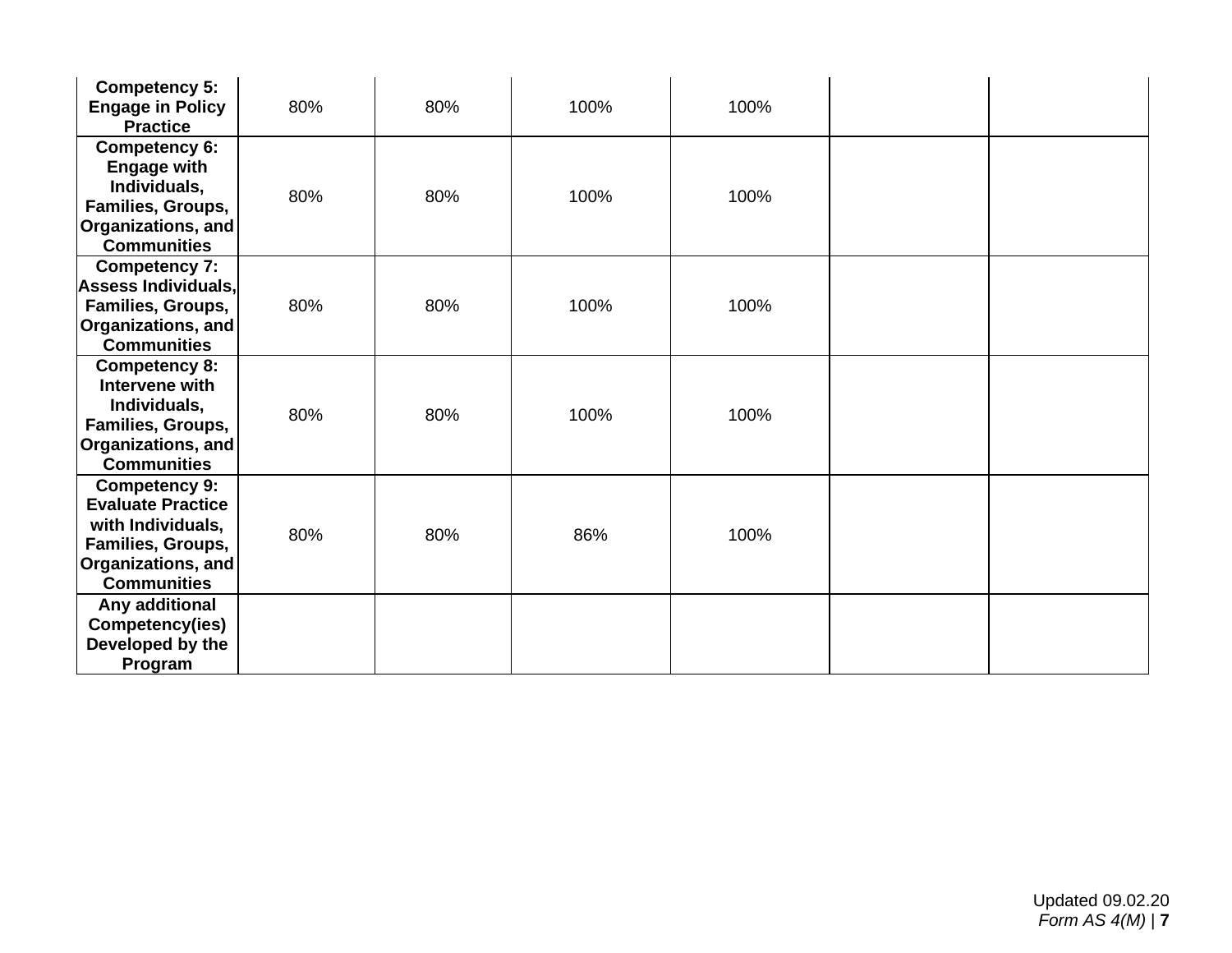| | | | | | | |
|---|---|---|---|---|---|---|
| **Competency 5: Engage in Policy Practice** | 80% | 80% | 100% | 100% | | |
| **Competency 6: Engage with Individuals, Families, Groups, Organizations, and Communities** | 80% | 80% | 100% | 100% | | |
| **Competency 7: Assess Individuals, Families, Groups, Organizations, and Communities** | 80% | 80% | 100% | 100% | | |
| **Competency 8: Intervene with Individuals, Families, Groups, Organizations, and Communities** | 80% | 80% | 100% | 100% | | |
| **Competency 9: Evaluate Practice with Individuals, Families, Groups, Organizations, and Communities** | 80% | 80% | 86% | 100% | | |
| **Any additional Competency(ies) Developed by the Program** | | | | | | |

Updated 09.02.20
*Form AS 4(M)*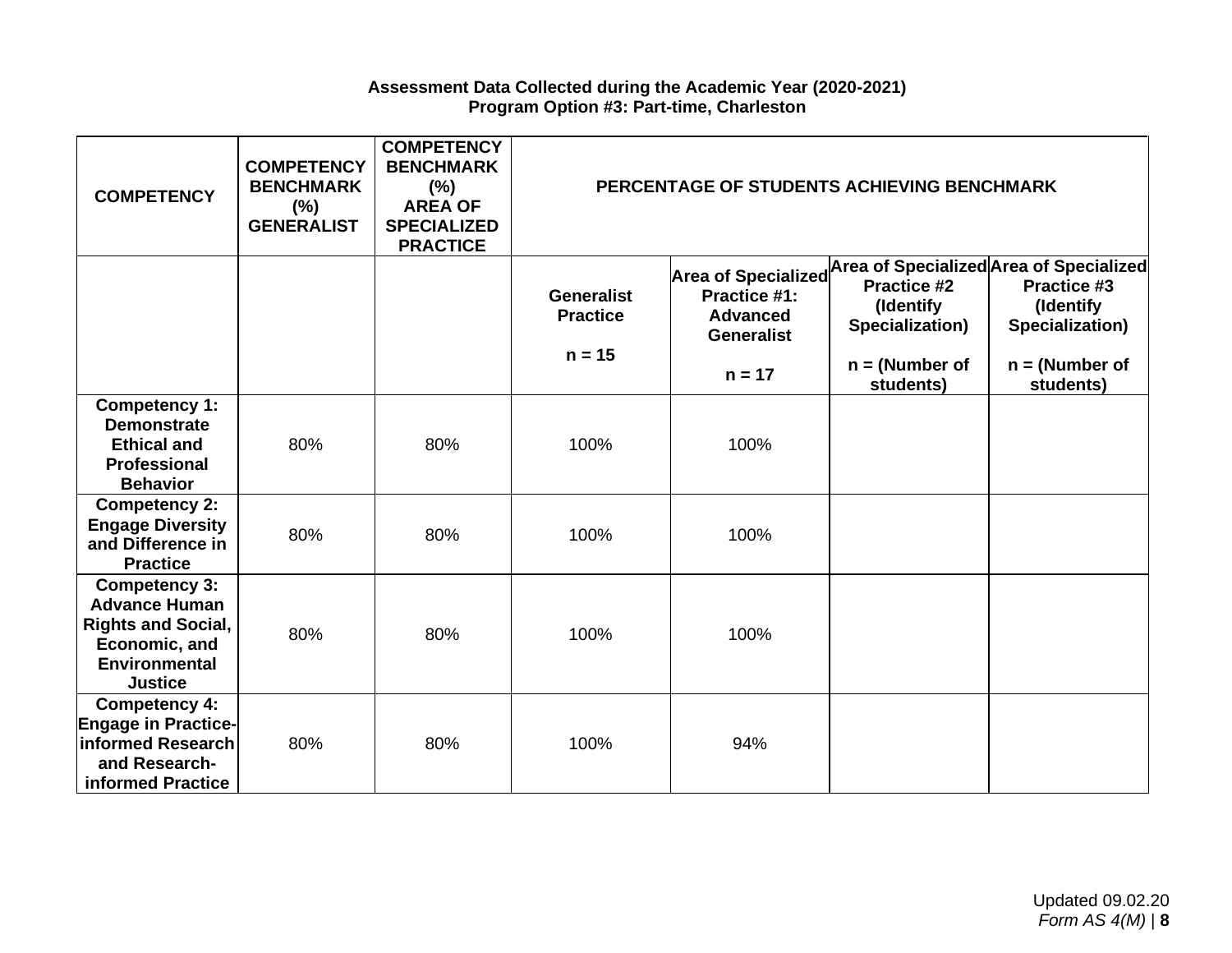**Assessment Data Collected during the Academic Year (2020-2021)**
**Program Option #3: Part-time, Charleston**

| COMPETENCY | COMPETENCY BENCHMARK (%) GENERALIST | COMPETENCY BENCHMARK (%) AREA OF SPECIALIZED PRACTICE | PERCENTAGE OF STUDENTS ACHIEVING BENCHMARK | | | |
|---|---|---|---|---|---|---|
| | | | Generalist Practice<br><br>n = 15 | Area of Specialized Practice #1: Advanced Generalist<br><br>n = 17 | Area of Specialized Practice #2 (Identify Specialization)<br><br>n = (Number of students) | Area of Specialized Practice #3 (Identify Specialization)<br><br>n = (Number of students) |
| **Competency 1: Demonstrate Ethical and Professional Behavior** | 80% | 80% | 100% | 100% | | |
| **Competency 2: Engage Diversity and Difference in Practice** | 80% | 80% | 100% | 100% | | |
| **Competency 3: Advance Human Rights and Social, Economic, and Environmental Justice** | 80% | 80% | 100% | 100% | | |
| **Competency 4: Engage in Practice-informed Research and Research-informed Practice** | 80% | 80% | 100% | 94% | | |

Updated 09.02.20
*Form AS 4(M)*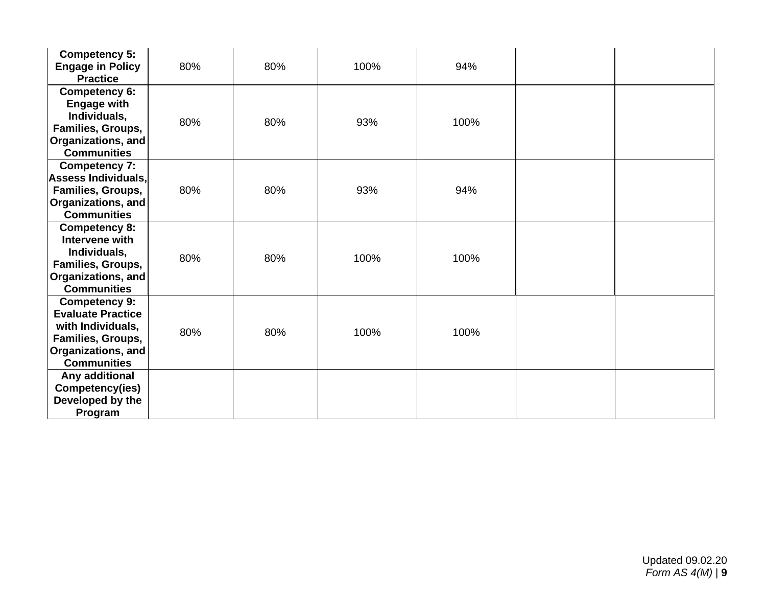| | | | | | | |
|---|---|---|---|---|---|---|
| **Competency 5: Engage in Policy Practice** | 80% | 80% | 100% | 94% | | |
| **Competency 6: Engage with Individuals, Families, Groups, Organizations, and Communities** | 80% | 80% | 93% | 100% | | |
| **Competency 7: Assess Individuals, Families, Groups, Organizations, and Communities** | 80% | 80% | 93% | 94% | | |
| **Competency 8: Intervene with Individuals, Families, Groups, Organizations, and Communities** | 80% | 80% | 100% | 100% | | |
| **Competency 9: Evaluate Practice with Individuals, Families, Groups, Organizations, and Communities** | 80% | 80% | 100% | 100% | | |
| **Any additional Competency(ies) Developed by the Program** | | | | | | |

Updated 09.02.20
*Form AS 4(M)*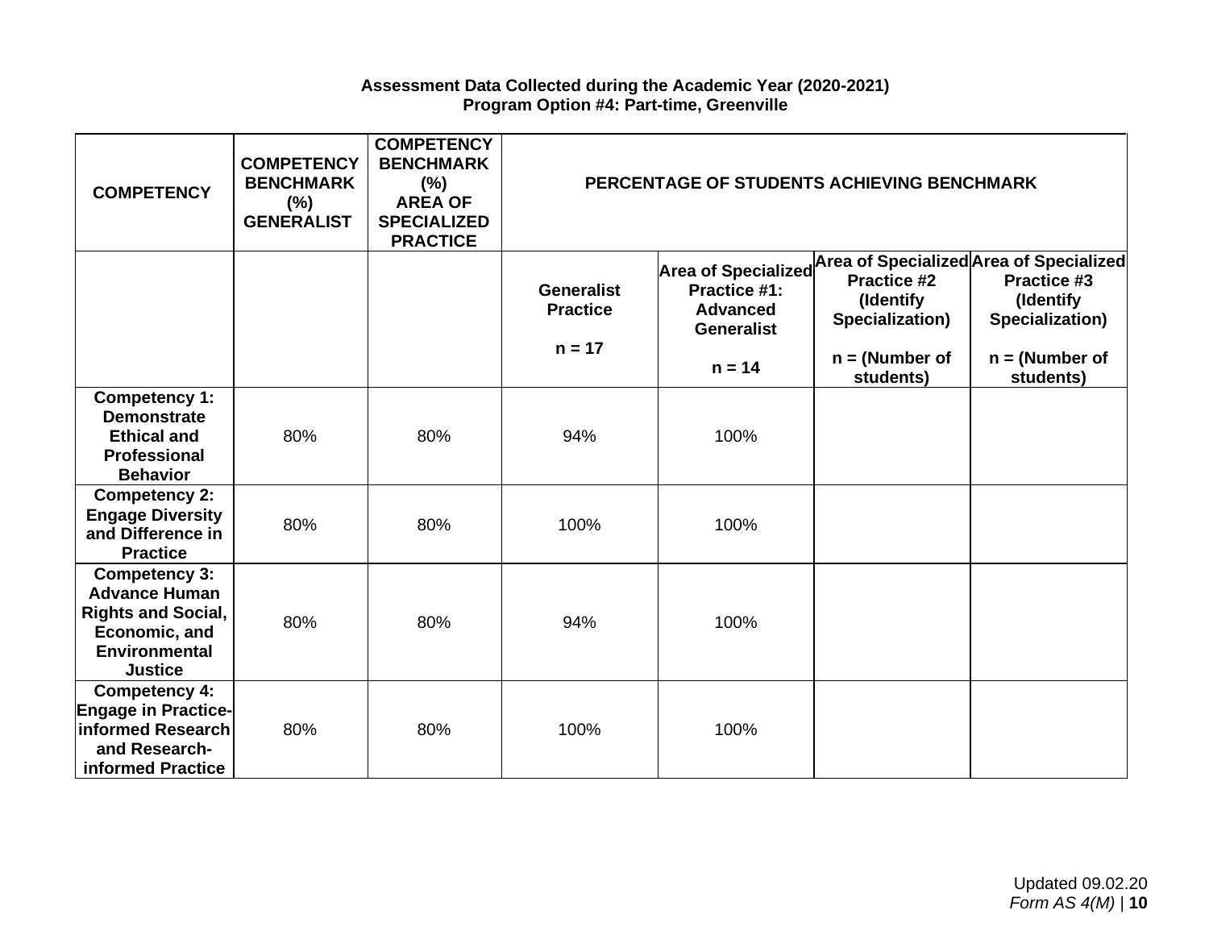**Assessment Data Collected during the Academic Year (2020-2021)**
**Program Option #4: Part-time, Greenville**

| COMPETENCY | COMPETENCY BENCHMARK (%) GENERALIST | COMPETENCY BENCHMARK (%) AREA OF SPECIALIZED PRACTICE | PERCENTAGE OF STUDENTS ACHIEVING BENCHMARK | | | |
|---|---|---|---|---|---|---|
| | | | Generalist Practice<br><br>n = 17 | Area of Specialized Practice #1: Advanced Generalist<br><br>n = 14 | Area of Specialized Practice #2 (Identify Specialization)<br><br>n = (Number of students) | Area of Specialized Practice #3 (Identify Specialization)<br><br>n = (Number of students) |
| **Competency 1: Demonstrate Ethical and Professional Behavior** | 80% | 80% | 94% | 100% | | |
| **Competency 2: Engage Diversity and Difference in Practice** | 80% | 80% | 100% | 100% | | |
| **Competency 3: Advance Human Rights and Social, Economic, and Environmental Justice** | 80% | 80% | 94% | 100% | | |
| **Competency 4: Engage in Practice-informed Research and Research-informed Practice** | 80% | 80% | 100% | 100% | | |

Updated 09.02.20
*Form AS 4(M)*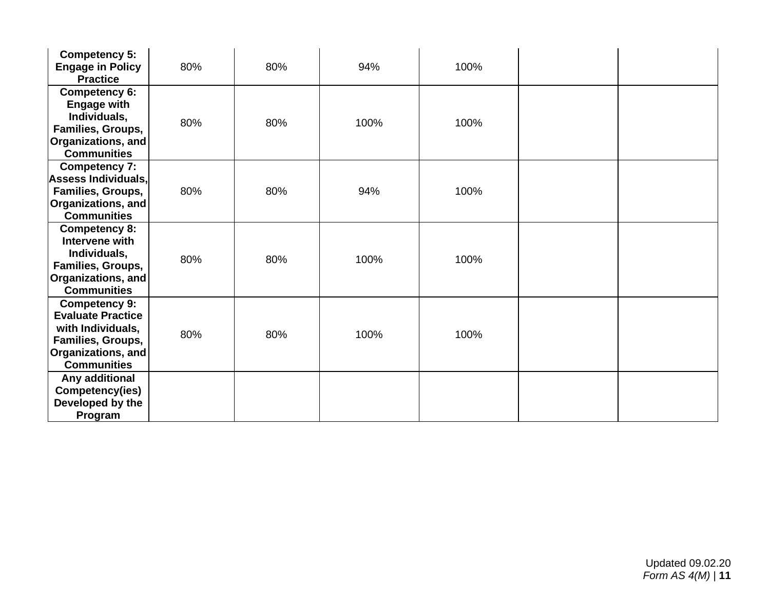| | | | | | | |
|---|---|---|---|---|---|---|
| **Competency 5: Engage in Policy Practice** | 80% | 80% | 94% | 100% | | |
| **Competency 6: Engage with Individuals, Families, Groups, Organizations, and Communities** | 80% | 80% | 100% | 100% | | |
| **Competency 7: Assess Individuals, Families, Groups, Organizations, and Communities** | 80% | 80% | 94% | 100% | | |
| **Competency 8: Intervene with Individuals, Families, Groups, Organizations, and Communities** | 80% | 80% | 100% | 100% | | |
| **Competency 9: Evaluate Practice with Individuals, Families, Groups, Organizations, and Communities** | 80% | 80% | 100% | 100% | | |
| **Any additional Competency(ies) Developed by the Program** | | | | | | |

Updated 09.02.20
*Form AS 4(M)*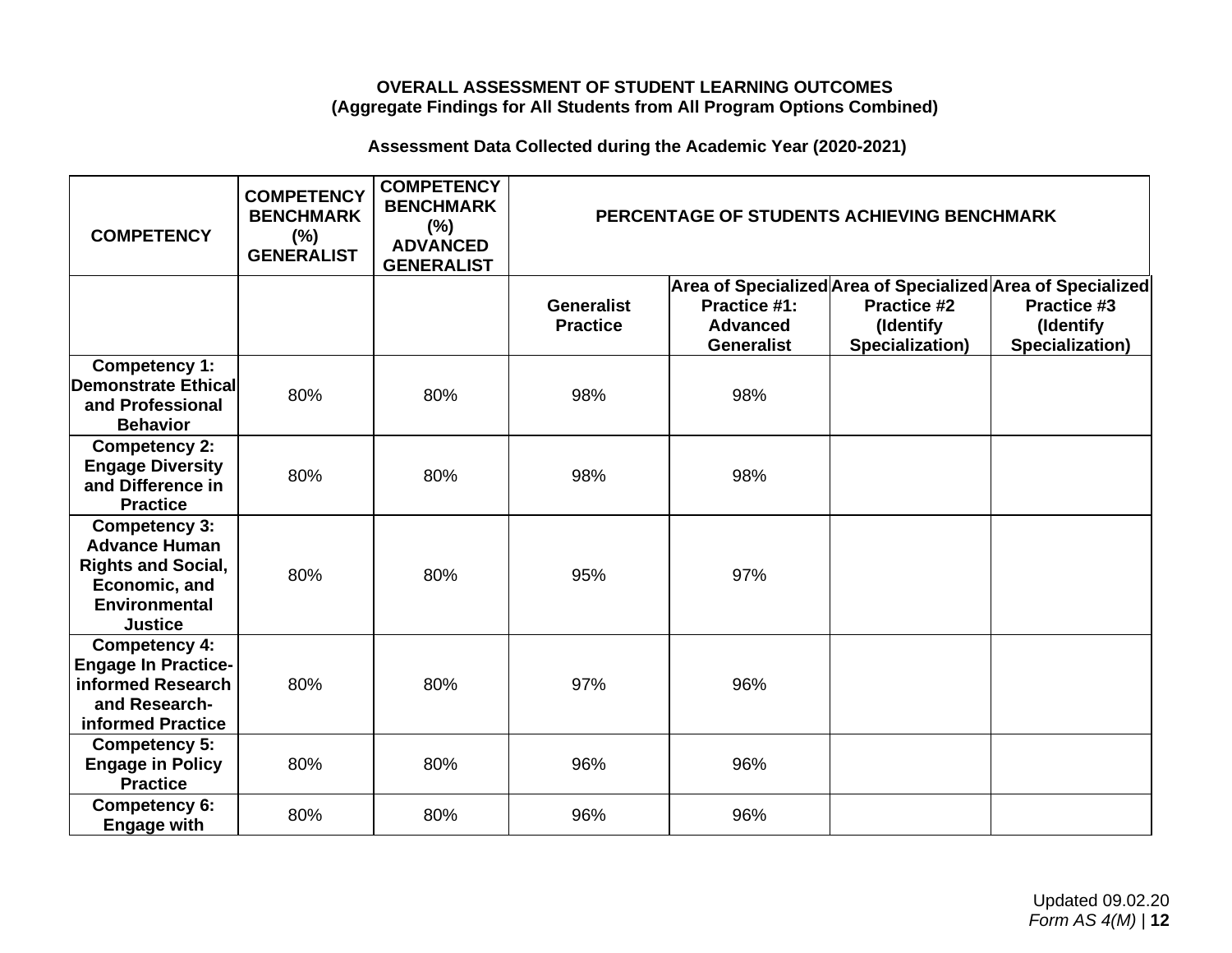**OVERALL ASSESSMENT OF STUDENT LEARNING OUTCOMES**
**(Aggregate Findings for All Students from All Program Options Combined)**

**Assessment Data Collected during the Academic Year (2020-2021)**

| COMPETENCY | COMPETENCY BENCHMARK (%) GENERALIST | COMPETENCY BENCHMARK (%) ADVANCED GENERALIST | PERCENTAGE OF STUDENTS ACHIEVING BENCHMARK | | | |
|---|---|---|---|---|---|---|
| | | | Generalist Practice | Area of Specialized Practice #1: Advanced Generalist | Area of Specialized Practice #2 (Identify Specialization) | Area of Specialized Practice #3 (Identify Specialization) |
| **Competency 1: Demonstrate Ethical and Professional Behavior** | 80% | 80% | 98% | 98% | | |
| **Competency 2: Engage Diversity and Difference in Practice** | 80% | 80% | 98% | 98% | | |
| **Competency 3: Advance Human Rights and Social, Economic, and Environmental Justice** | 80% | 80% | 95% | 97% | | |
| **Competency 4: Engage In Practice-informed Research and Research-informed Practice** | 80% | 80% | 97% | 96% | | |
| **Competency 5: Engage in Policy Practice** | 80% | 80% | 96% | 96% | | |
| **Competency 6: Engage with** | 80% | 80% | 96% | 96% | | |

Updated 09.02.20
*Form AS 4(M)*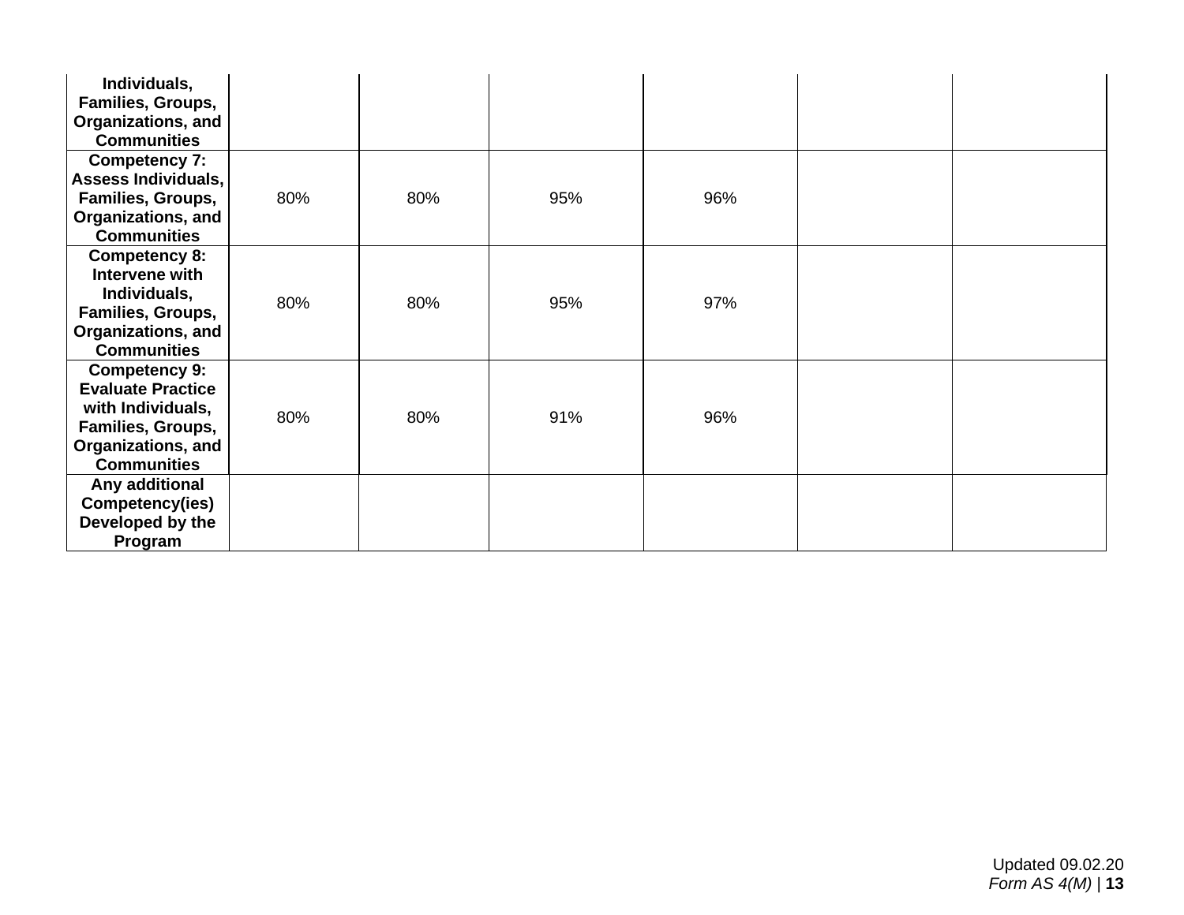| | | | | | | |
|---|---|---|---|---|---|---|
| **Individuals, Families, Groups, Organizations, and Communities** | | | | | | |
| **Competency 7: Assess Individuals, Families, Groups, Organizations, and Communities** | 80% | 80% | 95% | 96% | | |
| **Competency 8: Intervene with Individuals, Families, Groups, Organizations, and Communities** | 80% | 80% | 95% | 97% | | |
| **Competency 9: Evaluate Practice with Individuals, Families, Groups, Organizations, and Communities** | 80% | 80% | 91% | 96% | | |
| **Any additional Competency(ies) Developed by the Program** | | | | | | |

Updated 09.02.20
*Form AS 4(M)*